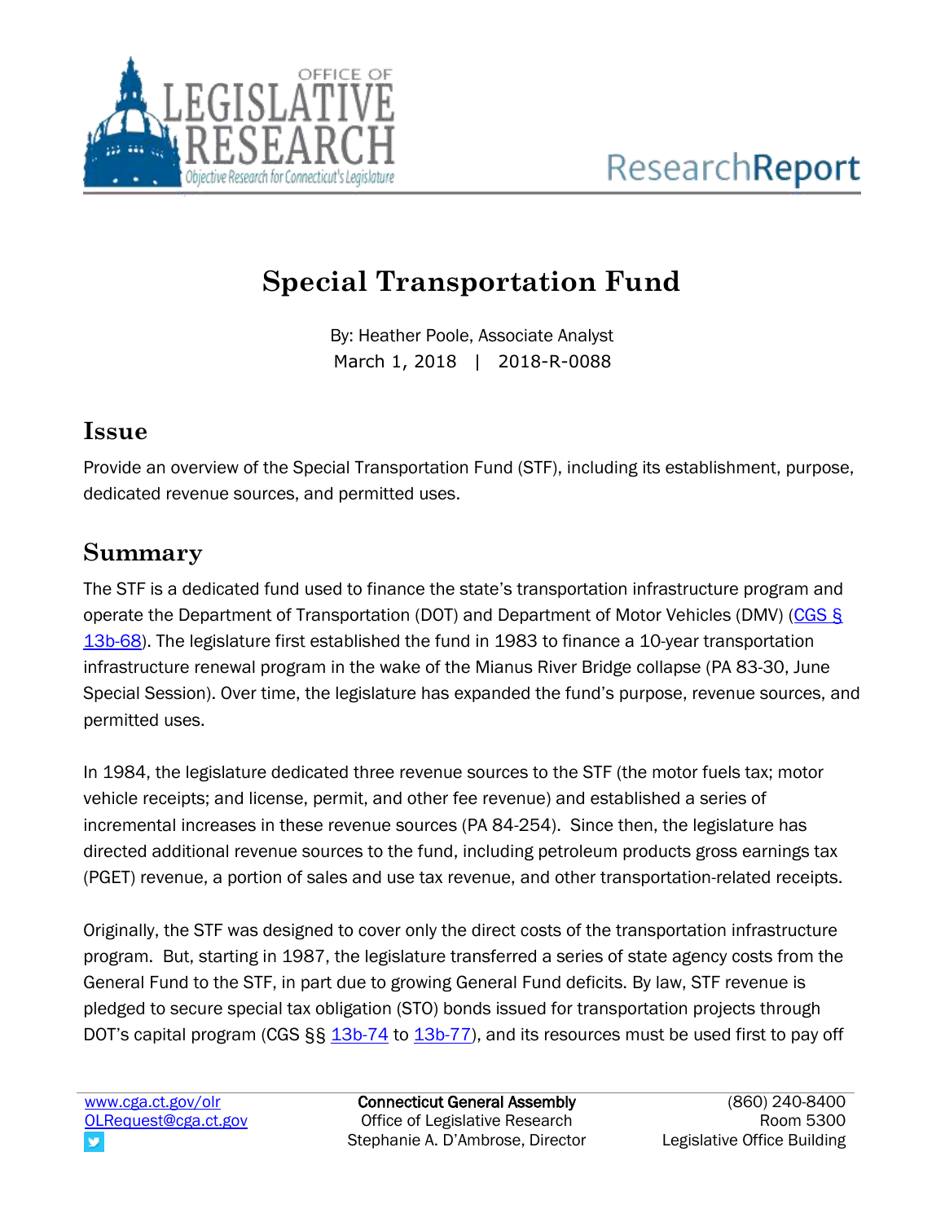# Special Transportation Fund

By: Heather Poole, Associate Analyst
March 1, 2018 | 2018-R-0088

## Issue

Provide an overview of the Special Transportation Fund (STF), including its establishment, purpose, dedicated revenue sources, and permitted uses.

## Summary

The STF is a dedicated fund used to finance the state's transportation infrastructure program and operate the Department of Transportation (DOT) and Department of Motor Vehicles (DMV) (CGS § 13b-68). The legislature first established the fund in 1983 to finance a 10-year transportation infrastructure renewal program in the wake of the Mianus River Bridge collapse (PA 83-30, June Special Session). Over time, the legislature has expanded the fund's purpose, revenue sources, and permitted uses.

In 1984, the legislature dedicated three revenue sources to the STF (the motor fuels tax; motor vehicle receipts; and license, permit, and other fee revenue) and established a series of incremental increases in these revenue sources (PA 84-254). Since then, the legislature has directed additional revenue sources to the fund, including petroleum products gross earnings tax (PGET) revenue, a portion of sales and use tax revenue, and other transportation-related receipts.

Originally, the STF was designed to cover only the direct costs of the transportation infrastructure program. But, starting in 1987, the legislature transferred a series of state agency costs from the General Fund to the STF, in part due to growing General Fund deficits. By law, STF revenue is pledged to secure special tax obligation (STO) bonds issued for transportation projects through DOT's capital program (CGS §§ 13b-74 to 13b-77), and its resources must be used first to pay off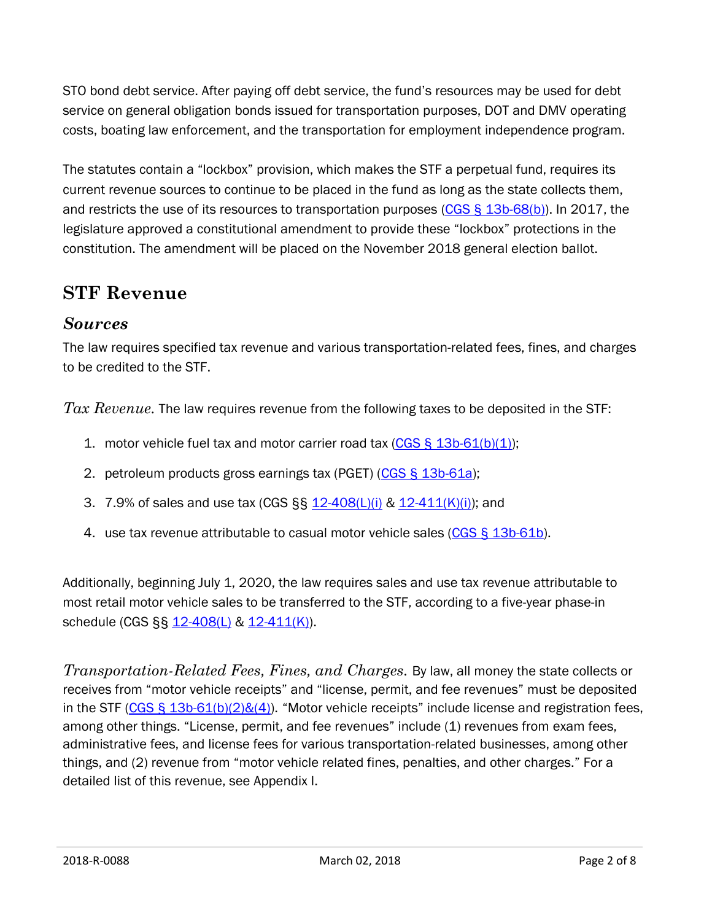STO bond debt service. After paying off debt service, the fund's resources may be used for debt service on general obligation bonds issued for transportation purposes, DOT and DMV operating costs, boating law enforcement, and the transportation for employment independence program.

The statutes contain a "lockbox" provision, which makes the STF a perpetual fund, requires its current revenue sources to continue to be placed in the fund as long as the state collects them, and restricts the use of its resources to transportation purposes (CGS § 13b-68(b)). In 2017, the legislature approved a constitutional amendment to provide these "lockbox" protections in the constitution. The amendment will be placed on the November 2018 general election ballot.

## STF Revenue

### Sources

The law requires specified tax revenue and various transportation-related fees, fines, and charges to be credited to the STF.

*Tax Revenue.* The law requires revenue from the following taxes to be deposited in the STF:

1. motor vehicle fuel tax and motor carrier road tax (CGS § 13b-61(b)(1));
2. petroleum products gross earnings tax (PGET) (CGS § 13b-61a);
3. 7.9% of sales and use tax (CGS §§ 12-408(L)(i) & 12-411(K)(i)); and
4. use tax revenue attributable to casual motor vehicle sales (CGS § 13b-61b).

Additionally, beginning July 1, 2020, the law requires sales and use tax revenue attributable to most retail motor vehicle sales to be transferred to the STF, according to a five-year phase-in schedule (CGS §§ 12-408(L) & 12-411(K)).

*Transportation-Related Fees, Fines, and Charges.* By law, all money the state collects or receives from "motor vehicle receipts" and "license, permit, and fee revenues" must be deposited in the STF (CGS § 13b-61(b)(2)&(4)). "Motor vehicle receipts" include license and registration fees, among other things. "License, permit, and fee revenues" include (1) revenues from exam fees, administrative fees, and license fees for various transportation-related businesses, among other things, and (2) revenue from "motor vehicle related fines, penalties, and other charges." For a detailed list of this revenue, see Appendix I.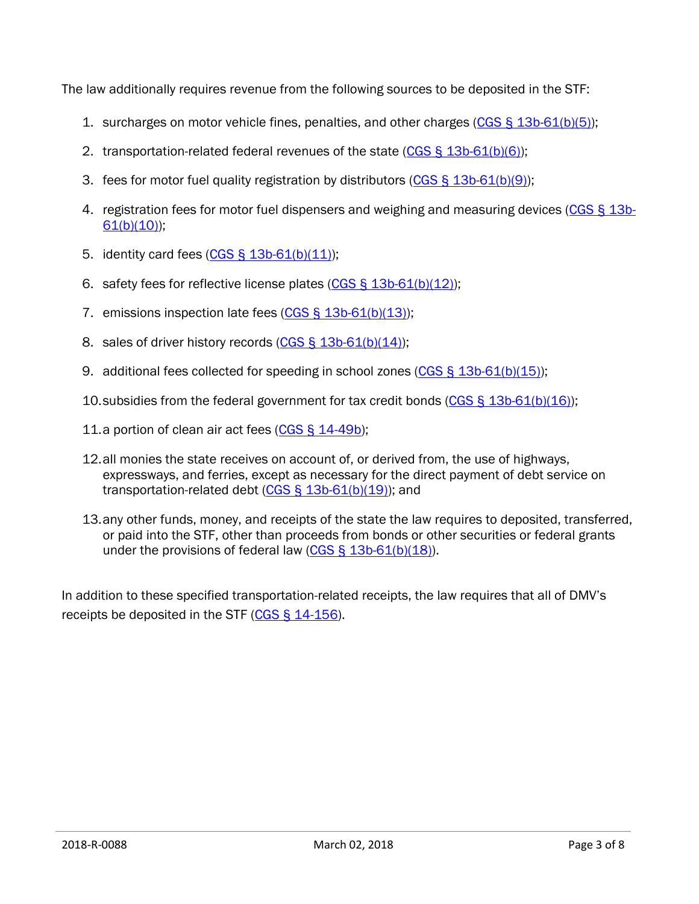The law additionally requires revenue from the following sources to be deposited in the STF:

1. surcharges on motor vehicle fines, penalties, and other charges (CGS § 13b-61(b)(5));
2. transportation-related federal revenues of the state (CGS § 13b-61(b)(6));
3. fees for motor fuel quality registration by distributors (CGS § 13b-61(b)(9));
4. registration fees for motor fuel dispensers and weighing and measuring devices (CGS § 13b-61(b)(10));
5. identity card fees (CGS § 13b-61(b)(11));
6. safety fees for reflective license plates (CGS § 13b-61(b)(12));
7. emissions inspection late fees (CGS § 13b-61(b)(13));
8. sales of driver history records (CGS § 13b-61(b)(14));
9. additional fees collected for speeding in school zones (CGS § 13b-61(b)(15));
10. subsidies from the federal government for tax credit bonds (CGS § 13b-61(b)(16));
11. a portion of clean air act fees (CGS § 14-49b);
12. all monies the state receives on account of, or derived from, the use of highways, expressways, and ferries, except as necessary for the direct payment of debt service on transportation-related debt (CGS § 13b-61(b)(19)); and
13. any other funds, money, and receipts of the state the law requires to deposited, transferred, or paid into the STF, other than proceeds from bonds or other securities or federal grants under the provisions of federal law (CGS § 13b-61(b)(18)).

In addition to these specified transportation-related receipts, the law requires that all of DMV's receipts be deposited in the STF (CGS § 14-156).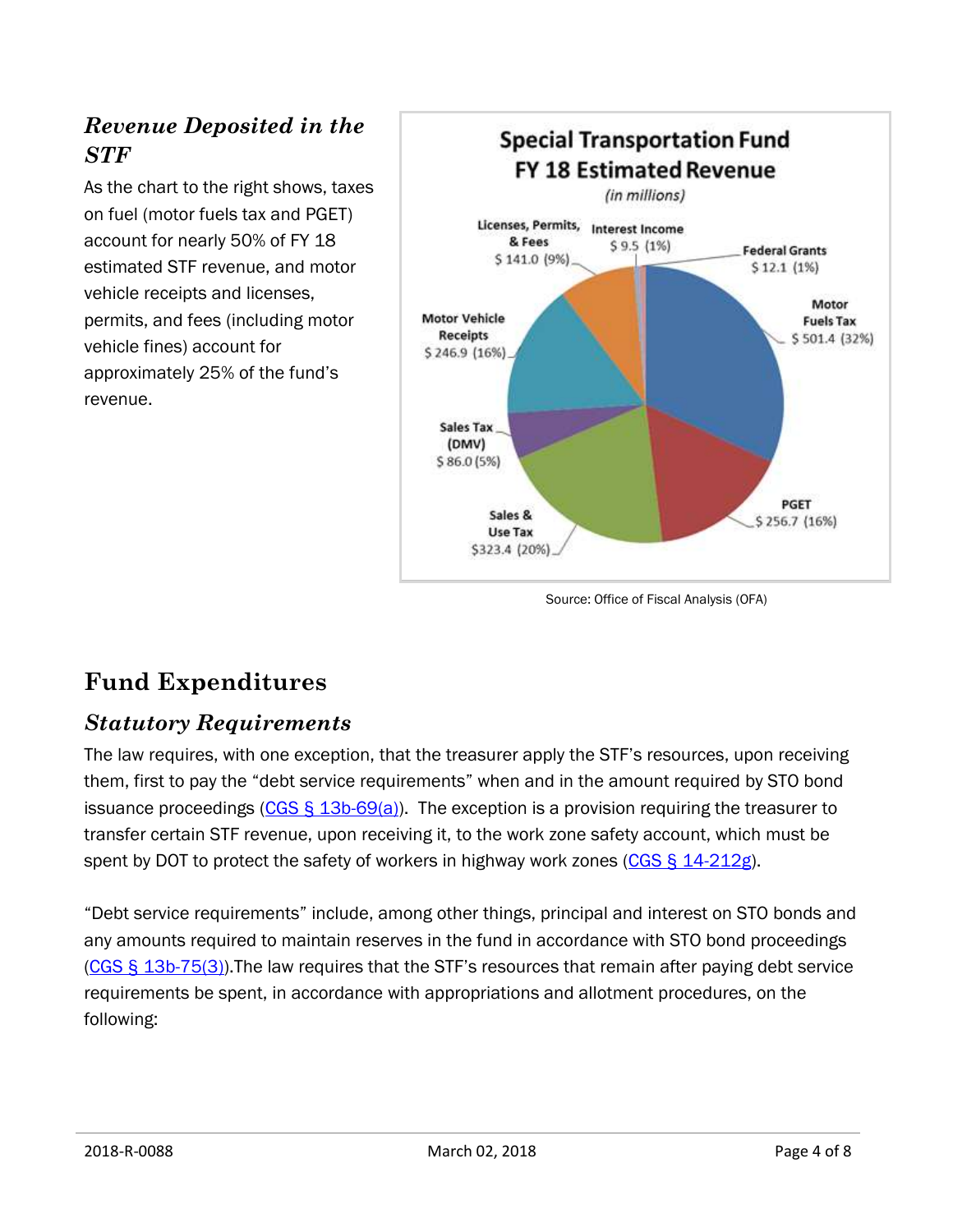### *Revenue Deposited in the STF*

As the chart to the right shows, taxes on fuel (motor fuels tax and PGET) account for nearly 50% of FY 18 estimated STF revenue, and motor vehicle receipts and licenses, permits, and fees (including motor vehicle fines) account for approximately 25% of the fund's revenue.

Special Transportation Fund
FY 18 Estimated Revenue
(in millions)

Licenses, Permits, & Fees
$ 141.0 (9%)

Interest Income
$ 9.5 (1%)

Federal Grants
$ 12.1 (1%)

Motor Fuels Tax
$ 501.4 (32%)

PGET
$ 256.7 (16%)

Sales & Use Tax
$323.4 (20%)

Sales Tax (DMV)
$ 86.0 (5%)

Motor Vehicle Receipts
$ 246.9 (16%)

Source: Office of Fiscal Analysis (OFA)

## Fund Expenditures

### *Statutory Requirements*

The law requires, with one exception, that the treasurer apply the STF's resources, upon receiving them, first to pay the "debt service requirements" when and in the amount required by STO bond issuance proceedings (CGS § 13b-69(a)). The exception is a provision requiring the treasurer to transfer certain STF revenue, upon receiving it, to the work zone safety account, which must be spent by DOT to protect the safety of workers in highway work zones (CGS § 14-212g).

"Debt service requirements" include, among other things, principal and interest on STO bonds and any amounts required to maintain reserves in the fund in accordance with STO bond proceedings (CGS § 13b-75(3)).The law requires that the STF's resources that remain after paying debt service requirements be spent, in accordance with appropriations and allotment procedures, on the following: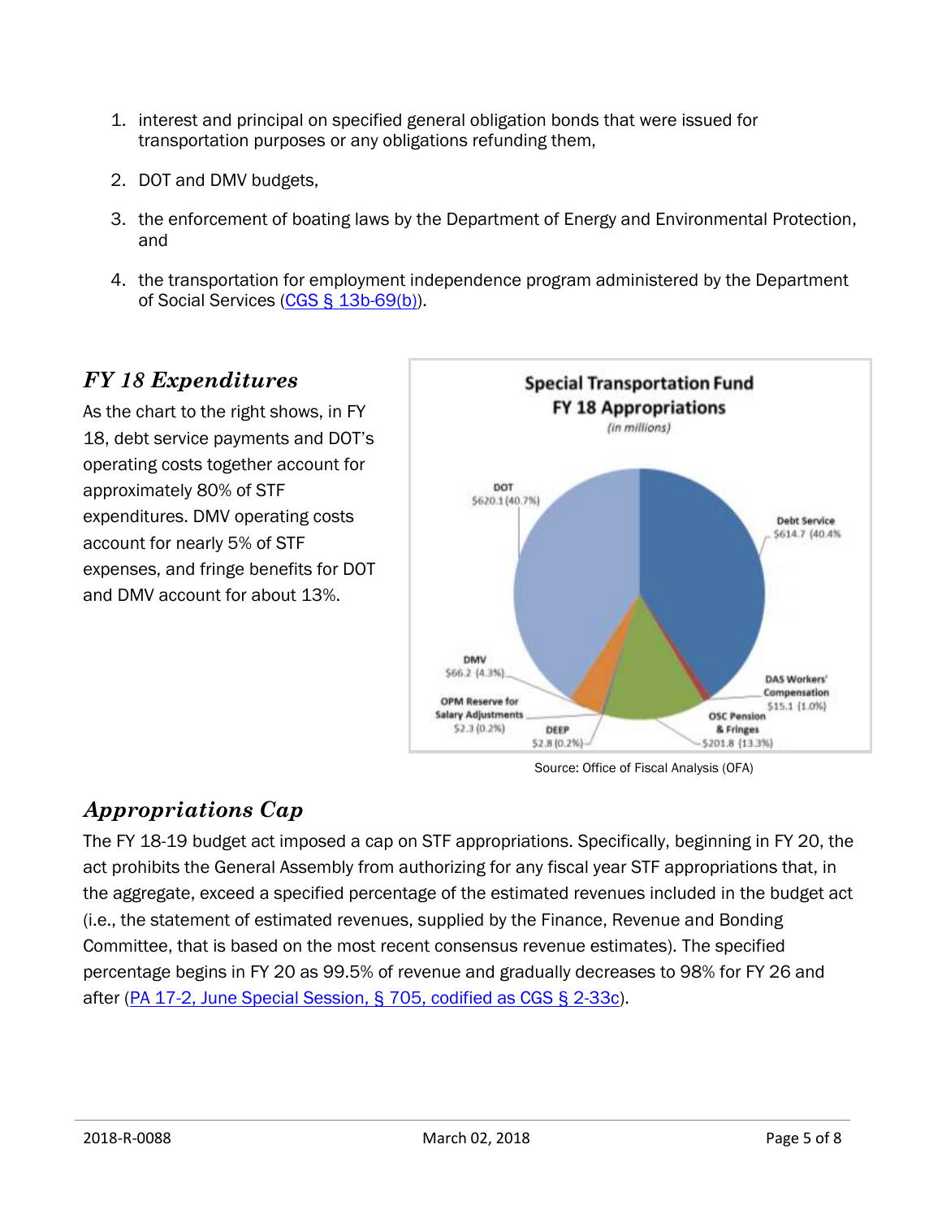1. interest and principal on specified general obligation bonds that were issued for transportation purposes or any obligations refunding them,
2. DOT and DMV budgets,
3. the enforcement of boating laws by the Department of Energy and Environmental Protection, and
4. the transportation for employment independence program administered by the Department of Social Services (CGS § 13b-69(b)).

## *FY 18 Expenditures*

As the chart to the right shows, in FY 18, debt service payments and DOT's operating costs together account for approximately 80% of STF expenditures. DMV operating costs account for nearly 5% of STF expenses, and fringe benefits for DOT and DMV account for about 13%.

Special Transportation Fund
FY 18 Appropriations
*(in millions)*

DOT
$620.1 (40.7%)

Debt Service
$614.7 (40.4%

DAS Workers' Compensation
$15.1 (1.0%)

OSC Pension & Fringes
$201.8 (13.3%)

DEEP
$2.8 (0.2%)

OPM Reserve for Salary Adjustments
$2.3 (0.2%)

DMV
$66.2 (4.3%)

Source: Office of Fiscal Analysis (OFA)

## *Appropriations Cap*

The FY 18-19 budget act imposed a cap on STF appropriations. Specifically, beginning in FY 20, the act prohibits the General Assembly from authorizing for any fiscal year STF appropriations that, in the aggregate, exceed a specified percentage of the estimated revenues included in the budget act (i.e., the statement of estimated revenues, supplied by the Finance, Revenue and Bonding Committee, that is based on the most recent consensus revenue estimates). The specified percentage begins in FY 20 as 99.5% of revenue and gradually decreases to 98% for FY 26 and after (PA 17-2, June Special Session, § 705, codified as CGS § 2-33c).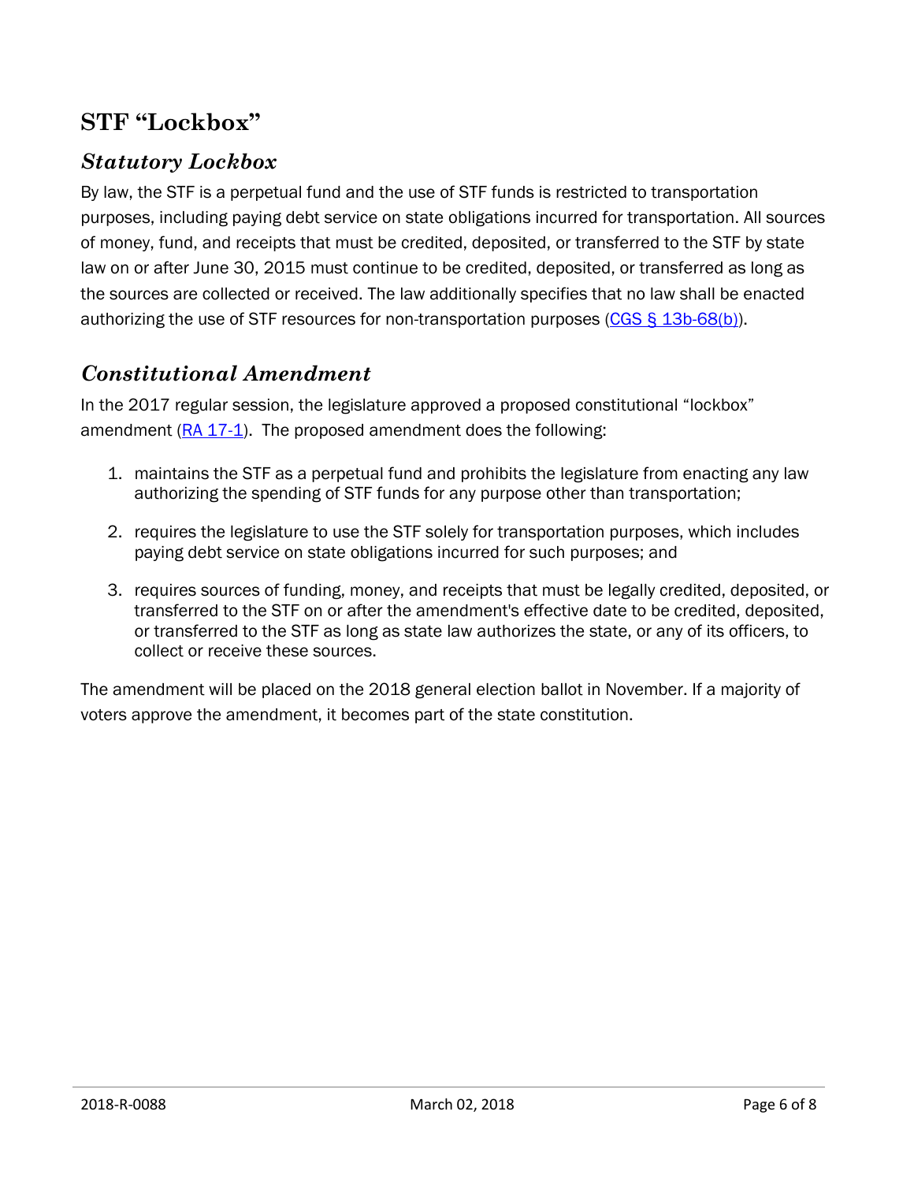## STF "Lockbox"

### *Statutory Lockbox*

By law, the STF is a perpetual fund and the use of STF funds is restricted to transportation purposes, including paying debt service on state obligations incurred for transportation. All sources of money, fund, and receipts that must be credited, deposited, or transferred to the STF by state law on or after June 30, 2015 must continue to be credited, deposited, or transferred as long as the sources are collected or received. The law additionally specifies that no law shall be enacted authorizing the use of STF resources for non-transportation purposes (CGS § 13b-68(b)).

### *Constitutional Amendment*

In the 2017 regular session, the legislature approved a proposed constitutional "lockbox" amendment (RA 17-1). The proposed amendment does the following:

1. maintains the STF as a perpetual fund and prohibits the legislature from enacting any law authorizing the spending of STF funds for any purpose other than transportation;
2. requires the legislature to use the STF solely for transportation purposes, which includes paying debt service on state obligations incurred for such purposes; and
3. requires sources of funding, money, and receipts that must be legally credited, deposited, or transferred to the STF on or after the amendment's effective date to be credited, deposited, or transferred to the STF as long as state law authorizes the state, or any of its officers, to collect or receive these sources.

The amendment will be placed on the 2018 general election ballot in November. If a majority of voters approve the amendment, it becomes part of the state constitution.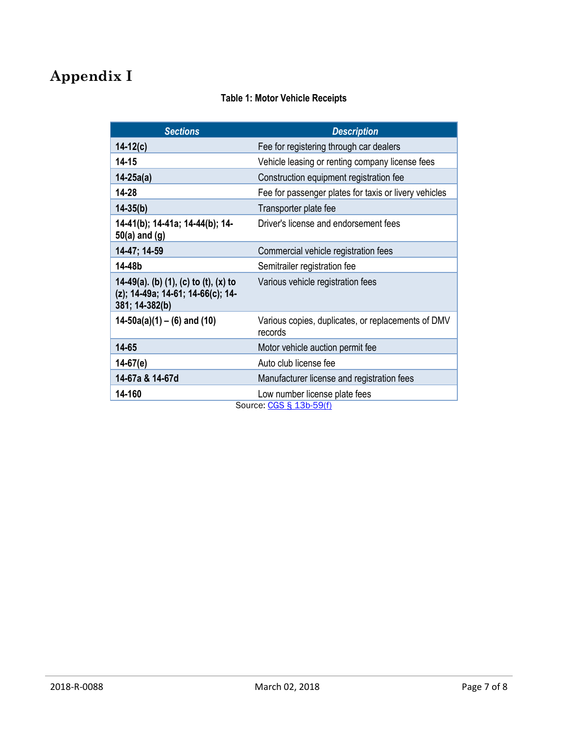# Appendix I

**Table 1: Motor Vehicle Receipts**

| *Sections* | *Description* |
|---|---|
| **14-12(c)** | Fee for registering through car dealers |
| **14-15** | Vehicle leasing or renting company license fees |
| **14-25a(a)** | Construction equipment registration fee |
| **14-28** | Fee for passenger plates for taxis or livery vehicles |
| **14-35(b)** | Transporter plate fee |
| **14-41(b); 14-41a; 14-44(b); 14-50(a) and (g)** | Driver's license and endorsement fees |
| **14-47; 14-59** | Commercial vehicle registration fees |
| **14-48b** | Semitrailer registration fee |
| **14-49(a). (b) (1), (c) to (t), (x) to (z); 14-49a; 14-61; 14-66(c); 14-381; 14-382(b)** | Various vehicle registration fees |
| **14-50a(a)(1) – (6) and (10)** | Various copies, duplicates, or replacements of DMV records |
| **14-65** | Motor vehicle auction permit fee |
| **14-67(e)** | Auto club license fee |
| **14-67a & 14-67d** | Manufacturer license and registration fees |
| **14-160** | Low number license plate fees |

Source: CGS § 13b-59(f)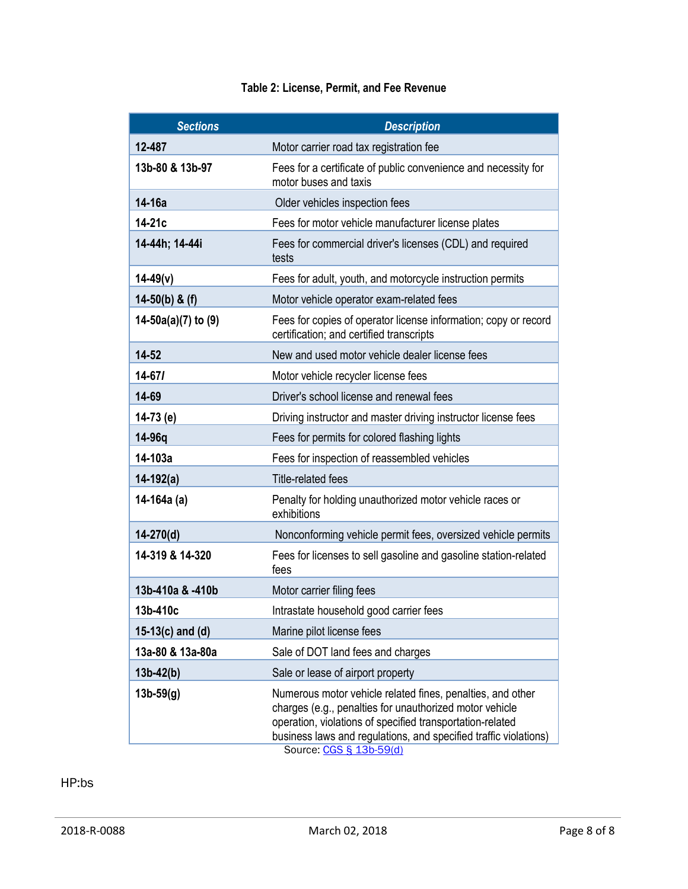**Table 2: License, Permit, and Fee Revenue**

| *Sections* | *Description* |
|---|---|
| **12-487** | Motor carrier road tax registration fee |
| **13b-80 & 13b-97** | Fees for a certificate of public convenience and necessity for motor buses and taxis |
| **14-16a** | Older vehicles inspection fees |
| **14-21c** | Fees for motor vehicle manufacturer license plates |
| **14-44h; 14-44i** | Fees for commercial driver's licenses (CDL) and required tests |
| **14-49(v)** | Fees for adult, youth, and motorcycle instruction permits |
| **14-50(b) & (f)** | Motor vehicle operator exam-related fees |
| **14-50a(a)(7) to (9)** | Fees for copies of operator license information; copy or record certification; and certified transcripts |
| **14-52** | New and used motor vehicle dealer license fees |
| **14-67*l*** | Motor vehicle recycler license fees |
| **14-69** | Driver's school license and renewal fees |
| **14-73 (e)** | Driving instructor and master driving instructor license fees |
| **14-96q** | Fees for permits for colored flashing lights |
| **14-103a** | Fees for inspection of reassembled vehicles |
| **14-192(a)** | Title-related fees |
| **14-164a (a)** | Penalty for holding unauthorized motor vehicle races or exhibitions |
| **14-270(d)** | Nonconforming vehicle permit fees, oversized vehicle permits |
| **14-319 & 14-320** | Fees for licenses to sell gasoline and gasoline station-related fees |
| **13b-410a & -410b** | Motor carrier filing fees |
| **13b-410c** | Intrastate household good carrier fees |
| **15-13(c) and (d)** | Marine pilot license fees |
| **13a-80 & 13a-80a** | Sale of DOT land fees and charges |
| **13b-42(b)** | Sale or lease of airport property |
| **13b-59(g)** | Numerous motor vehicle related fines, penalties, and other charges (e.g., penalties for unauthorized motor vehicle operation, violations of specified transportation-related business laws and regulations, and specified traffic violations) |

Source: CGS § 13b-59(d)

HP:bs

2018-R-0088 March 02, 2018